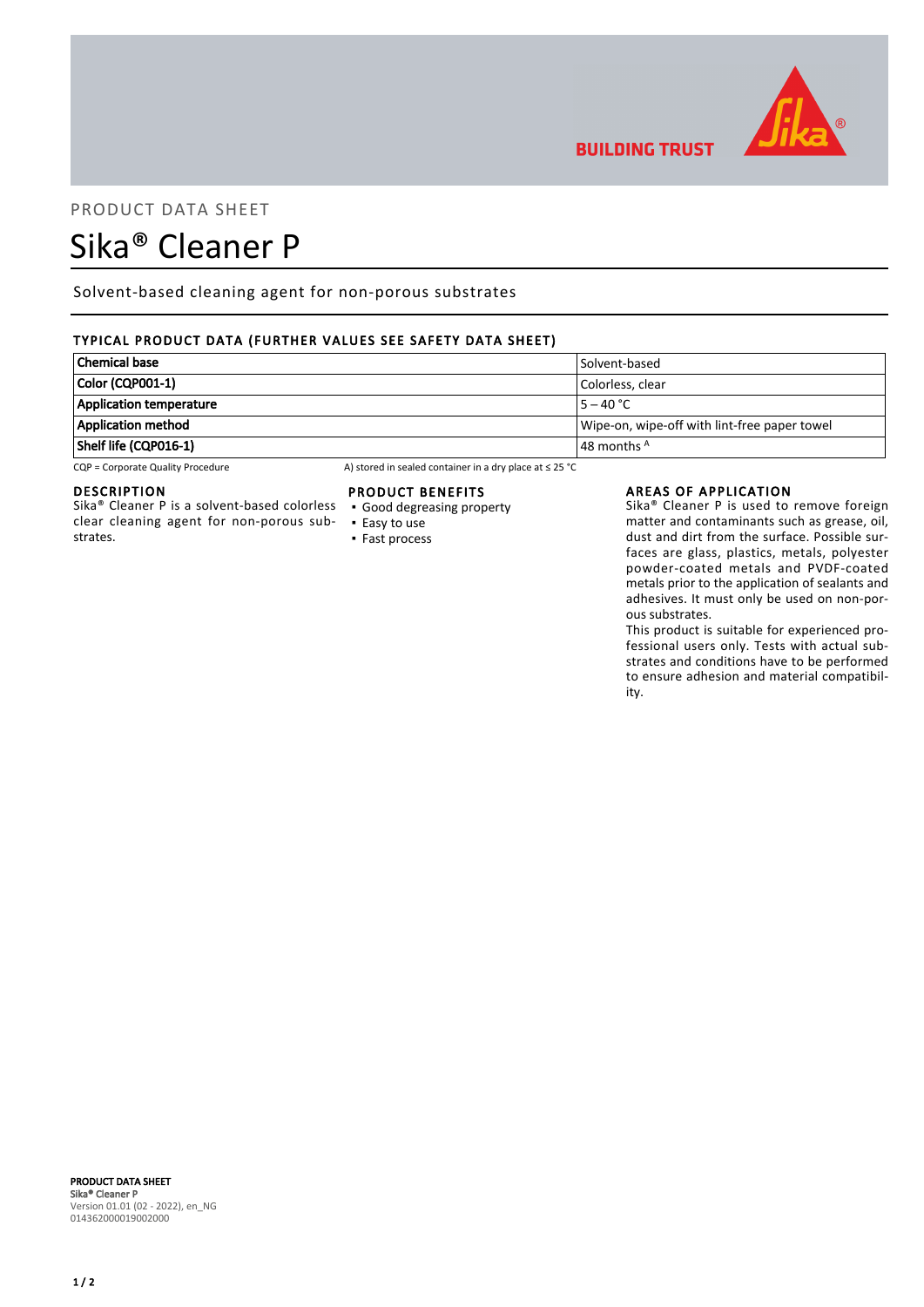PRODUCT DATA SHEET

# Sika® Cleaner P

Solvent-based cleaning agent for non-porous substrates

## TYPICAL PRODUCT DATA (FURTHER VALUES SEE SAFETY DATA SHEET)

| Property | Value |
|---|---|
| **Chemical base** | Solvent-based |
| **Color (CQP001-1)** | Colorless, clear |
| **Application temperature** | 5 – 40 °C |
| **Application method** | Wipe-on, wipe-off with lint-free paper towel |
| **Shelf life (CQP016-1)** | 48 months [A] |

CQP = Corporate Quality Procedure

A) stored in sealed container in a dry place at ≤ 25 °C

## DESCRIPTION

Sika® Cleaner P is a solvent-based colorless clear cleaning agent for non-porous substrates.

## PRODUCT BENEFITS

- Good degreasing property
- Easy to use
- Fast process

## AREAS OF APPLICATION

Sika® Cleaner P is used to remove foreign matter and contaminants such as grease, oil, dust and dirt from the surface. Possible surfaces are glass, plastics, metals, polyester powder-coated metals and PVDF-coated metals prior to the application of sealants and adhesives. It must only be used on non-porous substrates.

This product is suitable for experienced professional users only. Tests with actual substrates and conditions have to be performed to ensure adhesion and material compatibility.

**PRODUCT DATA SHEET**
**Sika® Cleaner P**
Version 01.01 (02 - 2022), en_NG
014362000019002000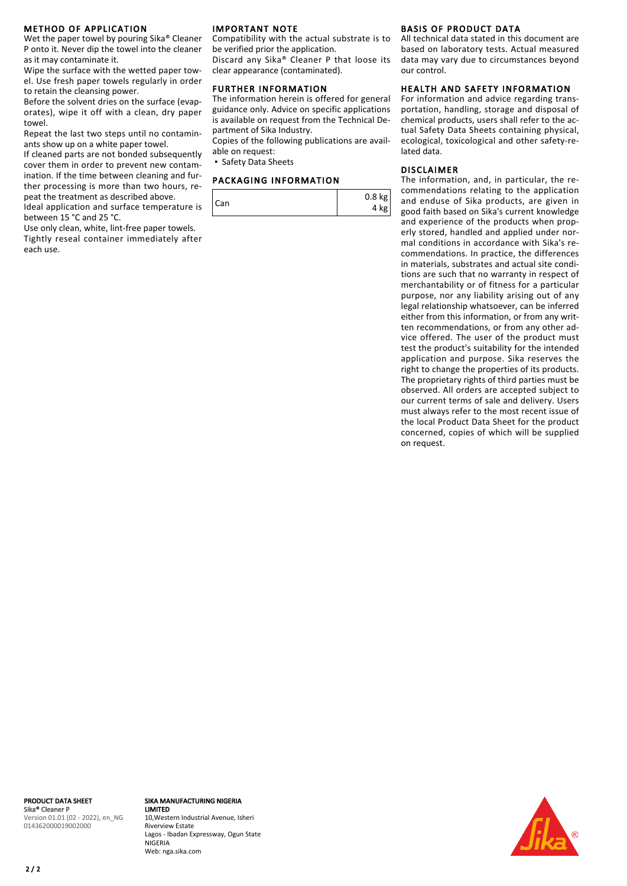## METHOD OF APPLICATION

Wet the paper towel by pouring Sika® Cleaner P onto it. Never dip the towel into the cleaner as it may contaminate it.

Wipe the surface with the wetted paper towel. Use fresh paper towels regularly in order to retain the cleansing power.

Before the solvent dries on the surface (evaporates), wipe it off with a clean, dry paper towel.

Repeat the last two steps until no contaminants show up on a white paper towel.

If cleaned parts are not bonded subsequently cover them in order to prevent new contamination. If the time between cleaning and further processing is more than two hours, repeat the treatment as described above.

Ideal application and surface temperature is between 15 °C and 25 °C.

Use only clean, white, lint-free paper towels.

Tightly reseal container immediately after each use.

## IMPORTANT NOTE

Compatibility with the actual substrate is to be verified prior the application.

Discard any Sika® Cleaner P that loose its clear appearance (contaminated).

## FURTHER INFORMATION

The information herein is offered for general guidance only. Advice on specific applications is available on request from the Technical Department of Sika Industry.

Copies of the following publications are available on request:

- Safety Data Sheets

## PACKAGING INFORMATION

| | |
|---|---|
| Can | 0.8 kg<br>4 kg |

## BASIS OF PRODUCT DATA

All technical data stated in this document are based on laboratory tests. Actual measured data may vary due to circumstances beyond our control.

## HEALTH AND SAFETY INFORMATION

For information and advice regarding transportation, handling, storage and disposal of chemical products, users shall refer to the actual Safety Data Sheets containing physical, ecological, toxicological and other safety-related data.

## DISCLAIMER

The information, and, in particular, the recommendations relating to the application and enduse of Sika products, are given in good faith based on Sika's current knowledge and experience of the products when properly stored, handled and applied under normal conditions in accordance with Sika's recommendations. In practice, the differences in materials, substrates and actual site conditions are such that no warranty in respect of merchantability or of fitness for a particular purpose, nor any liability arising out of any legal relationship whatsoever, can be inferred either from this information, or from any written recommendations, or from any other advice offered. The user of the product must test the product's suitability for the intended application and purpose. Sika reserves the right to change the properties of its products. The proprietary rights of third parties must be observed. All orders are accepted subject to our current terms of sale and delivery. Users must always refer to the most recent issue of the local Product Data Sheet for the product concerned, copies of which will be supplied on request.

**PRODUCT DATA SHEET**
**Sika® Cleaner P**
Version 01.01 (02 - 2022), en_NG
014362000019002000

**SIKA MANUFACTURING NIGERIA LIMITED**
10,Western Industrial Avenue, Isheri
Riverview Estate
Lagos - Ibadan Expressway, Ogun State
NIGERIA
Web: nga.sika.com